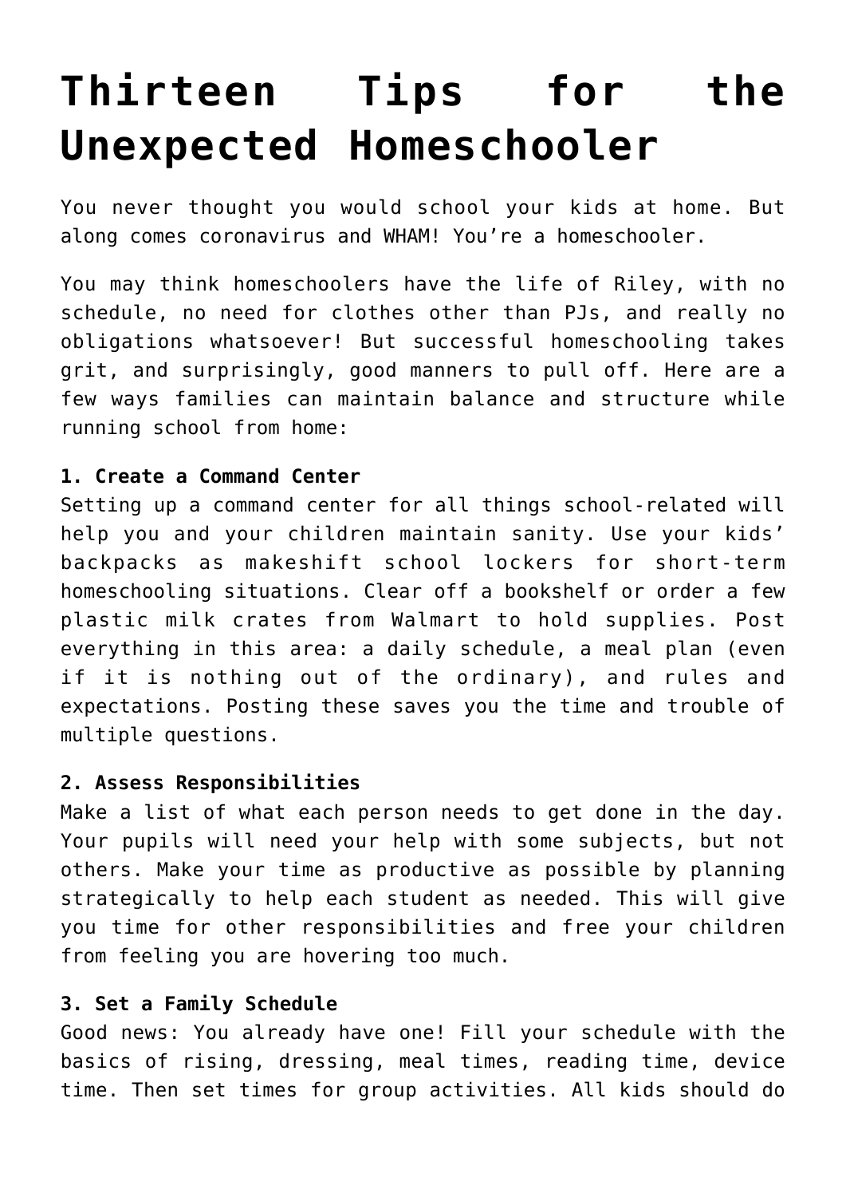# Thirteen Tips for the Unexpected Homeschooler

You never thought you would school your kids at home. But along comes coronavirus and WHAM! You're a homeschooler.

You may think homeschoolers have the life of Riley, with no schedule, no need for clothes other than PJs, and really no obligations whatsoever! But successful homeschooling takes grit, and surprisingly, good manners to pull off. Here are a few ways families can maintain balance and structure while running school from home:

**1. Create a Command Center**
Setting up a command center for all things school-related will help you and your children maintain sanity. Use your kids' backpacks as makeshift school lockers for short-term homeschooling situations. Clear off a bookshelf or order a few plastic milk crates from Walmart to hold supplies. Post everything in this area: a daily schedule, a meal plan (even if it is nothing out of the ordinary), and rules and expectations. Posting these saves you the time and trouble of multiple questions.

**2. Assess Responsibilities**
Make a list of what each person needs to get done in the day. Your pupils will need your help with some subjects, but not others. Make your time as productive as possible by planning strategically to help each student as needed. This will give you time for other responsibilities and free your children from feeling you are hovering too much.

**3. Set a Family Schedule**
Good news: You already have one! Fill your schedule with the basics of rising, dressing, meal times, reading time, device time. Then set times for group activities. All kids should do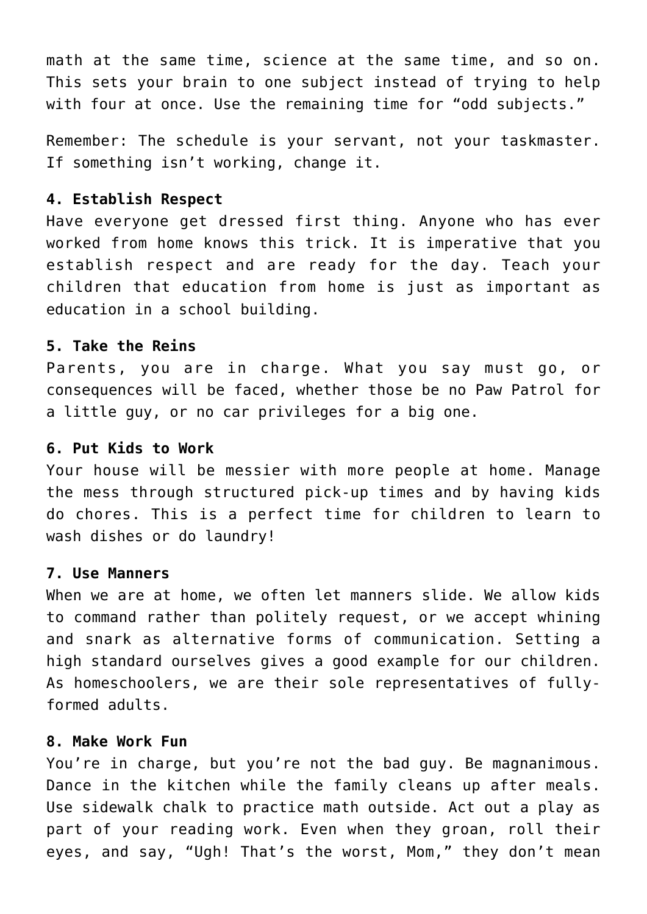math at the same time, science at the same time, and so on. This sets your brain to one subject instead of trying to help with four at once. Use the remaining time for "odd subjects."

Remember: The schedule is your servant, not your taskmaster. If something isn't working, change it.

**4. Establish Respect**
Have everyone get dressed first thing. Anyone who has ever worked from home knows this trick. It is imperative that you establish respect and are ready for the day. Teach your children that education from home is just as important as education in a school building.

**5. Take the Reins**
Parents, you are in charge. What you say must go, or consequences will be faced, whether those be no Paw Patrol for a little guy, or no car privileges for a big one.

**6. Put Kids to Work**
Your house will be messier with more people at home. Manage the mess through structured pick-up times and by having kids do chores. This is a perfect time for children to learn to wash dishes or do laundry!

**7. Use Manners**
When we are at home, we often let manners slide. We allow kids to command rather than politely request, or we accept whining and snark as alternative forms of communication. Setting a high standard ourselves gives a good example for our children. As homeschoolers, we are their sole representatives of fully-formed adults.

**8. Make Work Fun**
You're in charge, but you're not the bad guy. Be magnanimous. Dance in the kitchen while the family cleans up after meals. Use sidewalk chalk to practice math outside. Act out a play as part of your reading work. Even when they groan, roll their eyes, and say, "Ugh! That's the worst, Mom," they don't mean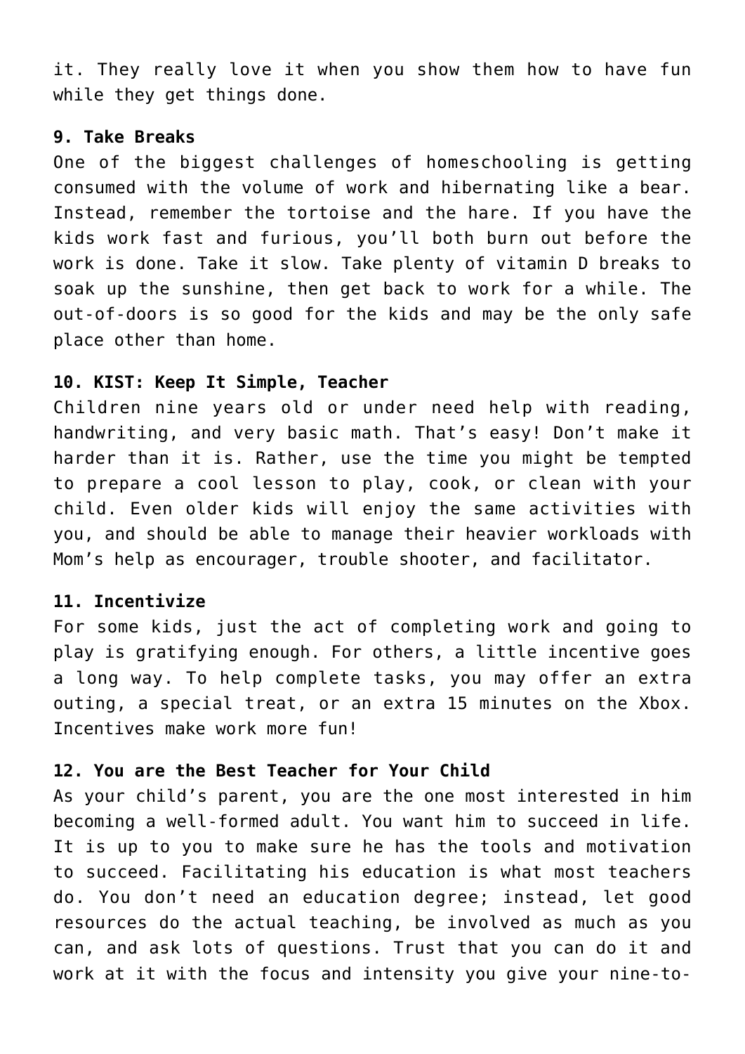it. They really love it when you show them how to have fun while they get things done.

**9. Take Breaks**

One of the biggest challenges of homeschooling is getting consumed with the volume of work and hibernating like a bear. Instead, remember the tortoise and the hare. If you have the kids work fast and furious, you'll both burn out before the work is done. Take it slow. Take plenty of vitamin D breaks to soak up the sunshine, then get back to work for a while. The out-of-doors is so good for the kids and may be the only safe place other than home.

**10. KIST: Keep It Simple, Teacher**

Children nine years old or under need help with reading, handwriting, and very basic math. That's easy! Don't make it harder than it is. Rather, use the time you might be tempted to prepare a cool lesson to play, cook, or clean with your child. Even older kids will enjoy the same activities with you, and should be able to manage their heavier workloads with Mom's help as encourager, trouble shooter, and facilitator.

**11. Incentivize**

For some kids, just the act of completing work and going to play is gratifying enough. For others, a little incentive goes a long way. To help complete tasks, you may offer an extra outing, a special treat, or an extra 15 minutes on the Xbox. Incentives make work more fun!

**12. You are the Best Teacher for Your Child**

As your child's parent, you are the one most interested in him becoming a well-formed adult. You want him to succeed in life. It is up to you to make sure he has the tools and motivation to succeed. Facilitating his education is what most teachers do. You don't need an education degree; instead, let good resources do the actual teaching, be involved as much as you can, and ask lots of questions. Trust that you can do it and work at it with the focus and intensity you give your nine-to-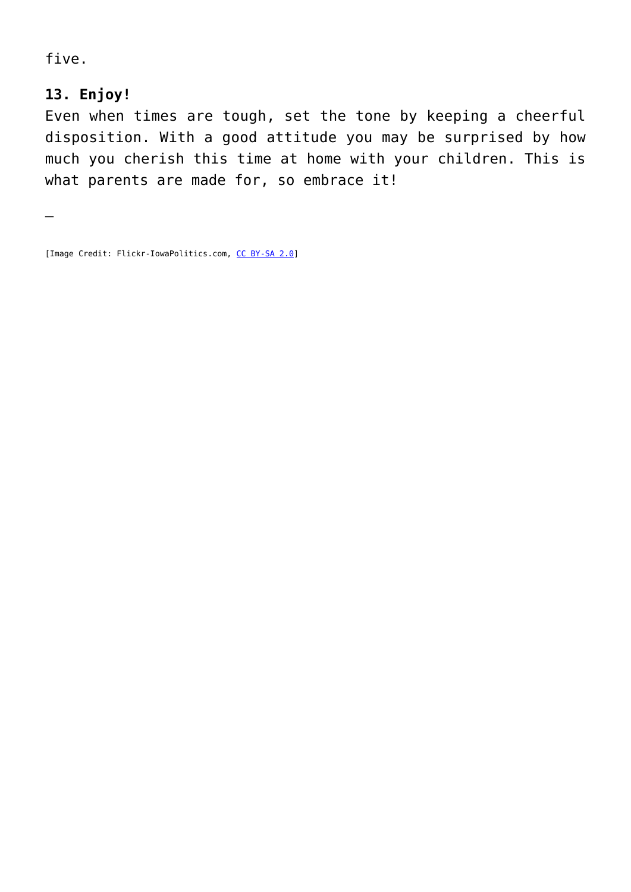five.

**13. Enjoy!**

Even when times are tough, set the tone by keeping a cheerful disposition. With a good attitude you may be surprised by how much you cherish this time at home with your children. This is what parents are made for, so embrace it!

—

[Image Credit: Flickr-IowaPolitics.com, CC BY-SA 2.0]